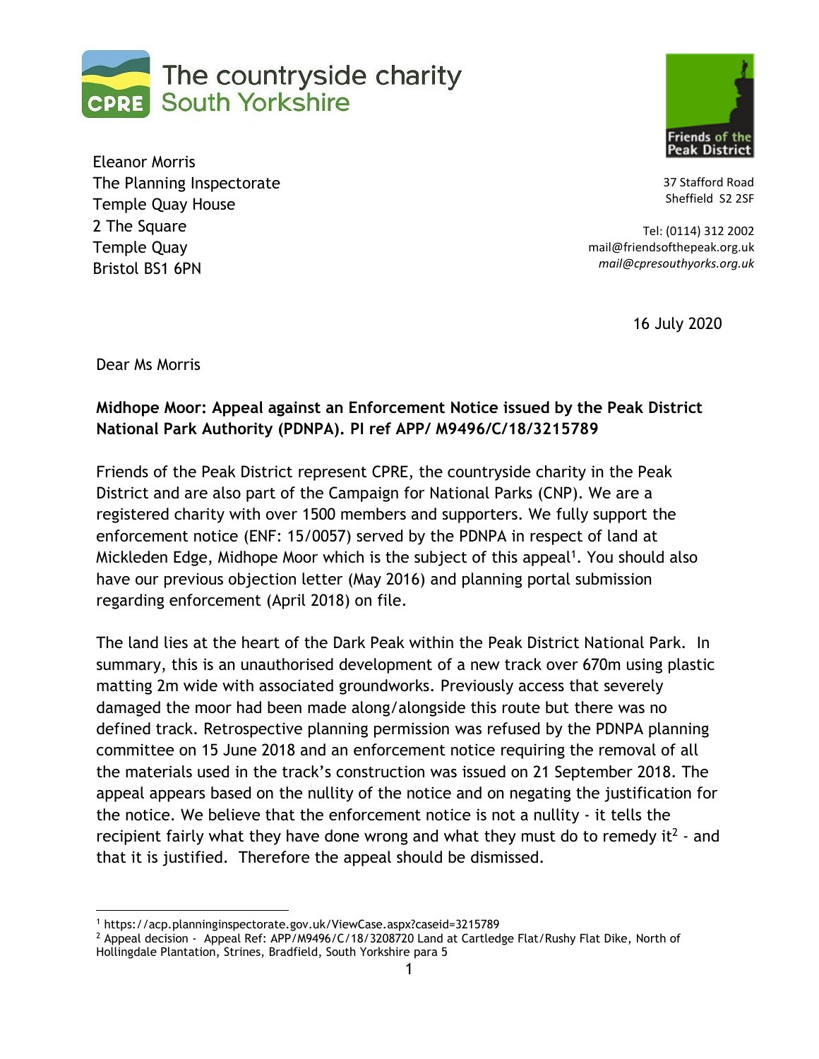The countryside charity
CPRE South Yorkshire

Friends of the Peak District

Eleanor Morris
The Planning Inspectorate
Temple Quay House
2 The Square
Temple Quay
Bristol BS1 6PN

37 Stafford Road
Sheffield S2 2SF

Tel: (0114) 312 2002
mail@friendsofthepeak.org.uk
*mail@cpresouthyorks.org.uk*

16 July 2020

Dear Ms Morris

**Midhope Moor: Appeal against an Enforcement Notice issued by the Peak District National Park Authority (PDNPA). PI ref APP/ M9496/C/18/3215789**

Friends of the Peak District represent CPRE, the countryside charity in the Peak District and are also part of the Campaign for National Parks (CNP). We are a registered charity with over 1500 members and supporters. We fully support the enforcement notice (ENF: 15/0057) served by the PDNPA in respect of land at Mickleden Edge, Midhope Moor which is the subject of this appeal[1]. You should also have our previous objection letter (May 2016) and planning portal submission regarding enforcement (April 2018) on file.

The land lies at the heart of the Dark Peak within the Peak District National Park. In summary, this is an unauthorised development of a new track over 670m using plastic matting 2m wide with associated groundworks. Previously access that severely damaged the moor had been made along/alongside this route but there was no defined track. Retrospective planning permission was refused by the PDNPA planning committee on 15 June 2018 and an enforcement notice requiring the removal of all the materials used in the track's construction was issued on 21 September 2018. The appeal appears based on the nullity of the notice and on negating the justification for the notice. We believe that the enforcement notice is not a nullity - it tells the recipient fairly what they have done wrong and what they must do to remedy it[2] - and that it is justified. Therefore the appeal should be dismissed.

---

[1] https://acp.planninginspectorate.gov.uk/ViewCase.aspx?caseid=3215789
[2] Appeal decision - Appeal Ref: APP/M9496/C/18/3208720 Land at Cartledge Flat/Rushy Flat Dike, North of Hollingdale Plantation, Strines, Bradfield, South Yorkshire para 5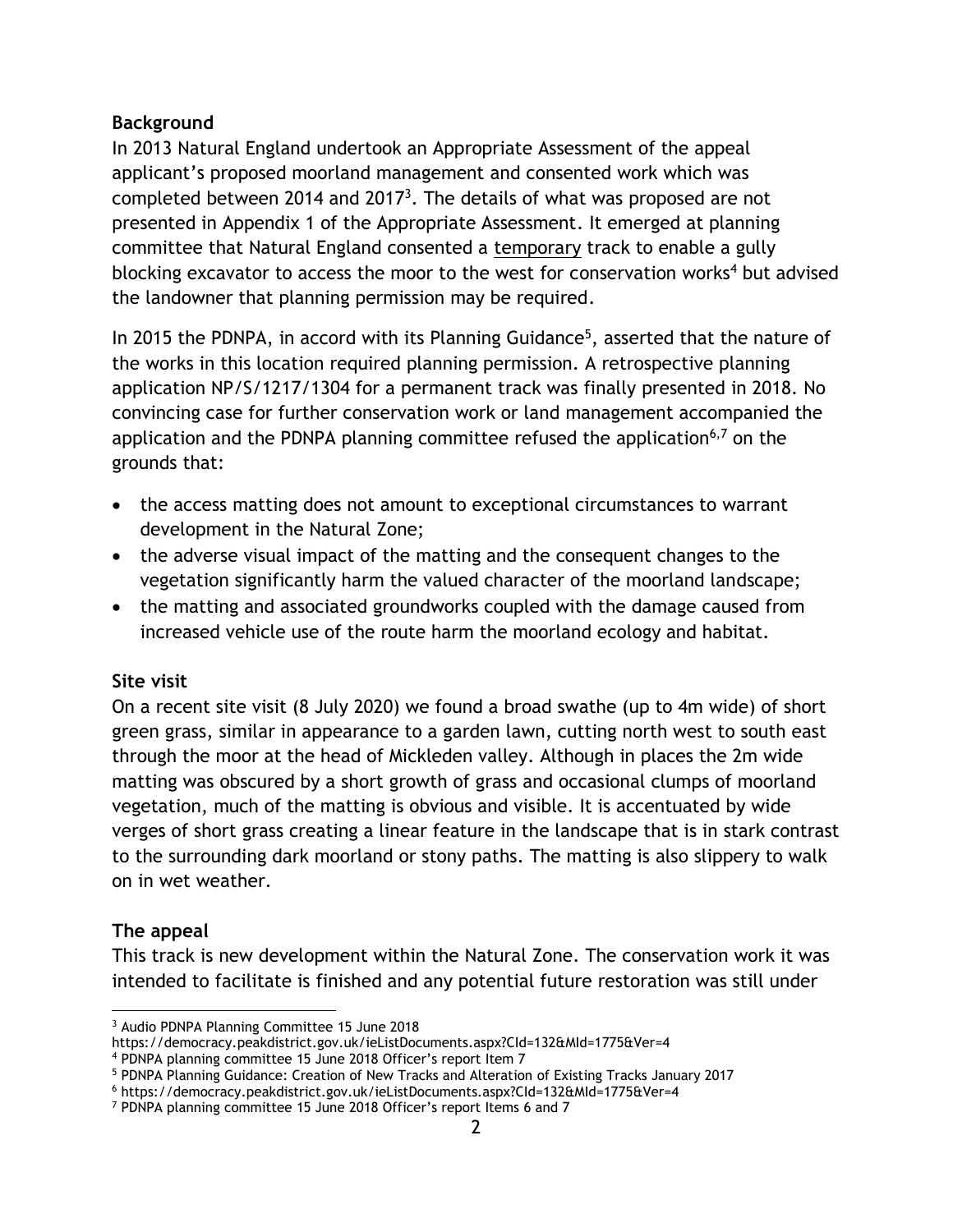**Background**

In 2013 Natural England undertook an Appropriate Assessment of the appeal applicant's proposed moorland management and consented work which was completed between 2014 and 2017[3]. The details of what was proposed are not presented in Appendix 1 of the Appropriate Assessment. It emerged at planning committee that Natural England consented a temporary track to enable a gully blocking excavator to access the moor to the west for conservation works[4] but advised the landowner that planning permission may be required.

In 2015 the PDNPA, in accord with its Planning Guidance[5], asserted that the nature of the works in this location required planning permission. A retrospective planning application NP/S/1217/1304 for a permanent track was finally presented in 2018. No convincing case for further conservation work or land management accompanied the application and the PDNPA planning committee refused the application[6,7] on the grounds that:

- the access matting does not amount to exceptional circumstances to warrant development in the Natural Zone;
- the adverse visual impact of the matting and the consequent changes to the vegetation significantly harm the valued character of the moorland landscape;
- the matting and associated groundworks coupled with the damage caused from increased vehicle use of the route harm the moorland ecology and habitat.

**Site visit**

On a recent site visit (8 July 2020) we found a broad swathe (up to 4m wide) of short green grass, similar in appearance to a garden lawn, cutting north west to south east through the moor at the head of Mickleden valley. Although in places the 2m wide matting was obscured by a short growth of grass and occasional clumps of moorland vegetation, much of the matting is obvious and visible. It is accentuated by wide verges of short grass creating a linear feature in the landscape that is in stark contrast to the surrounding dark moorland or stony paths. The matting is also slippery to walk on in wet weather.

**The appeal**

This track is new development within the Natural Zone. The conservation work it was intended to facilitate is finished and any potential future restoration was still under

---

[3] Audio PDNPA Planning Committee 15 June 2018 https://democracy.peakdistrict.gov.uk/ieListDocuments.aspx?CId=132&MId=1775&Ver=4

[4] PDNPA planning committee 15 June 2018 Officer's report Item 7

[5] PDNPA Planning Guidance: Creation of New Tracks and Alteration of Existing Tracks January 2017

[6] https://democracy.peakdistrict.gov.uk/ieListDocuments.aspx?CId=132&MId=1775&Ver=4

[7] PDNPA planning committee 15 June 2018 Officer's report Items 6 and 7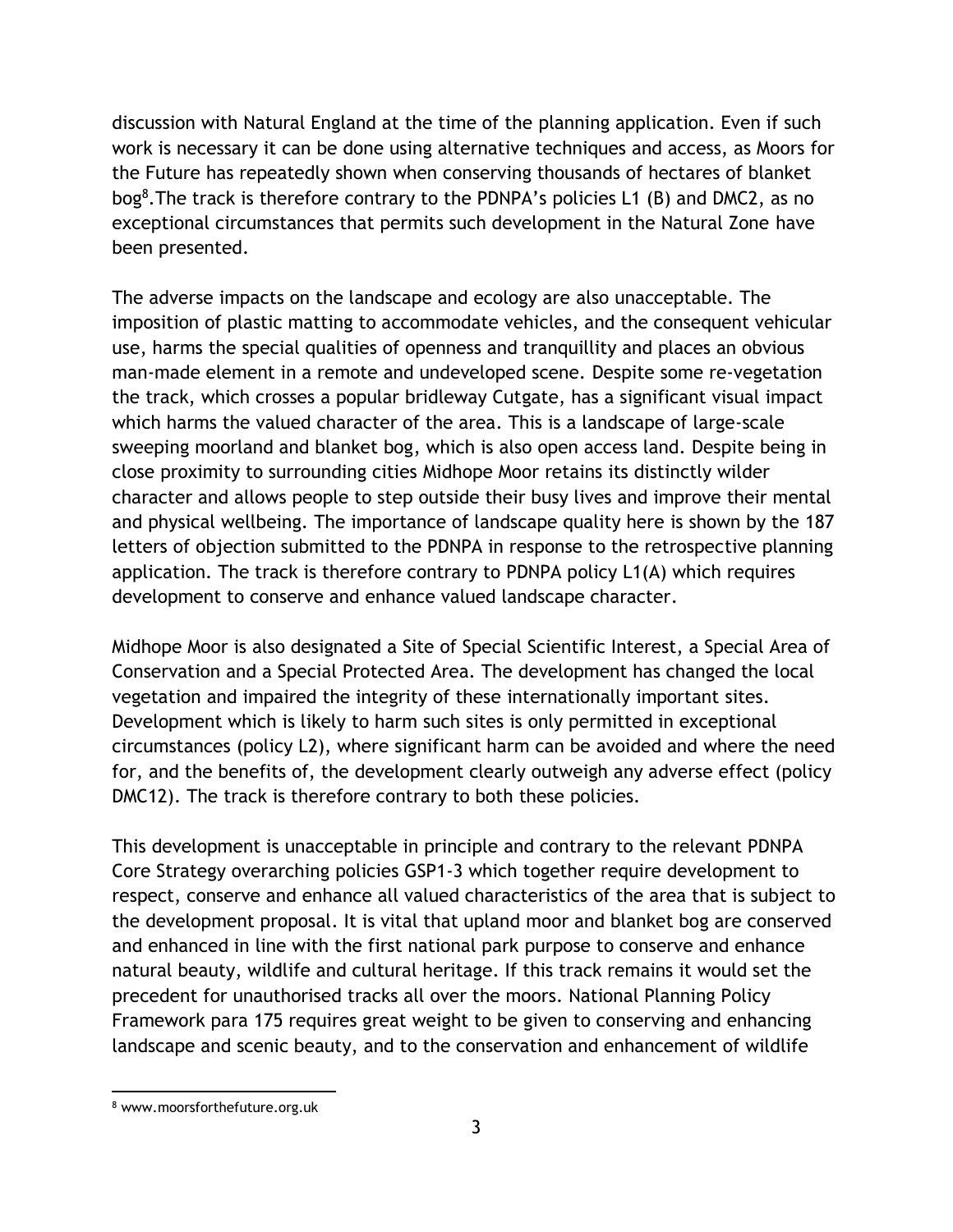discussion with Natural England at the time of the planning application. Even if such work is necessary it can be done using alternative techniques and access, as Moors for the Future has repeatedly shown when conserving thousands of hectares of blanket bog[8]. The track is therefore contrary to the PDNPA's policies L1 (B) and DMC2, as no exceptional circumstances that permits such development in the Natural Zone have been presented.

The adverse impacts on the landscape and ecology are also unacceptable. The imposition of plastic matting to accommodate vehicles, and the consequent vehicular use, harms the special qualities of openness and tranquillity and places an obvious man-made element in a remote and undeveloped scene. Despite some re-vegetation the track, which crosses a popular bridleway Cutgate, has a significant visual impact which harms the valued character of the area. This is a landscape of large-scale sweeping moorland and blanket bog, which is also open access land. Despite being in close proximity to surrounding cities Midhope Moor retains its distinctly wilder character and allows people to step outside their busy lives and improve their mental and physical wellbeing. The importance of landscape quality here is shown by the 187 letters of objection submitted to the PDNPA in response to the retrospective planning application. The track is therefore contrary to PDNPA policy L1(A) which requires development to conserve and enhance valued landscape character.

Midhope Moor is also designated a Site of Special Scientific Interest, a Special Area of Conservation and a Special Protected Area. The development has changed the local vegetation and impaired the integrity of these internationally important sites. Development which is likely to harm such sites is only permitted in exceptional circumstances (policy L2), where significant harm can be avoided and where the need for, and the benefits of, the development clearly outweigh any adverse effect (policy DMC12). The track is therefore contrary to both these policies.

This development is unacceptable in principle and contrary to the relevant PDNPA Core Strategy overarching policies GSP1-3 which together require development to respect, conserve and enhance all valued characteristics of the area that is subject to the development proposal. It is vital that upland moor and blanket bog are conserved and enhanced in line with the first national park purpose to conserve and enhance natural beauty, wildlife and cultural heritage. If this track remains it would set the precedent for unauthorised tracks all over the moors. National Planning Policy Framework para 175 requires great weight to be given to conserving and enhancing landscape and scenic beauty, and to the conservation and enhancement of wildlife

---

[8] www.moorsforthefuture.org.uk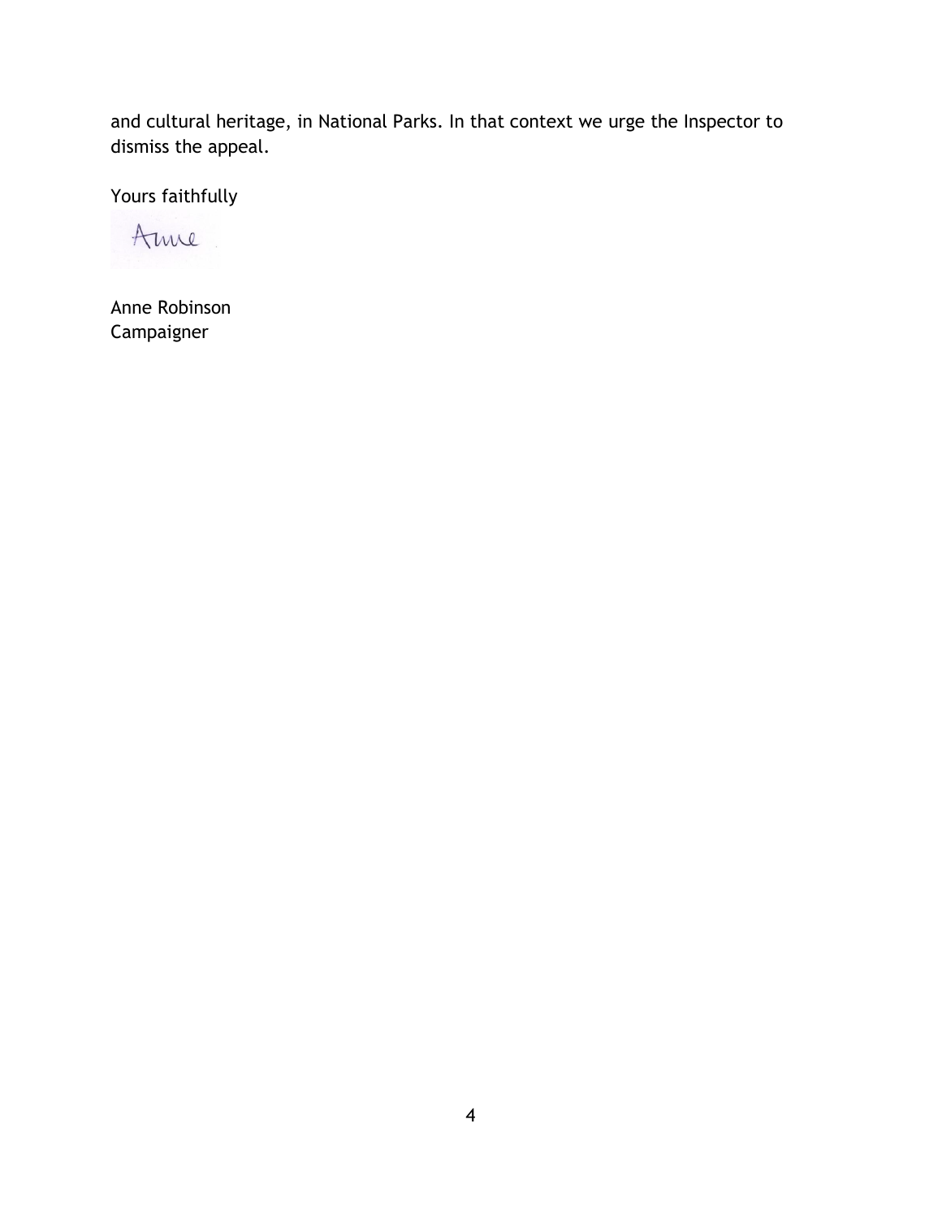and cultural heritage, in National Parks. In that context we urge the Inspector to dismiss the appeal.

Yours faithfully

Anne

Anne Robinson
Campaigner